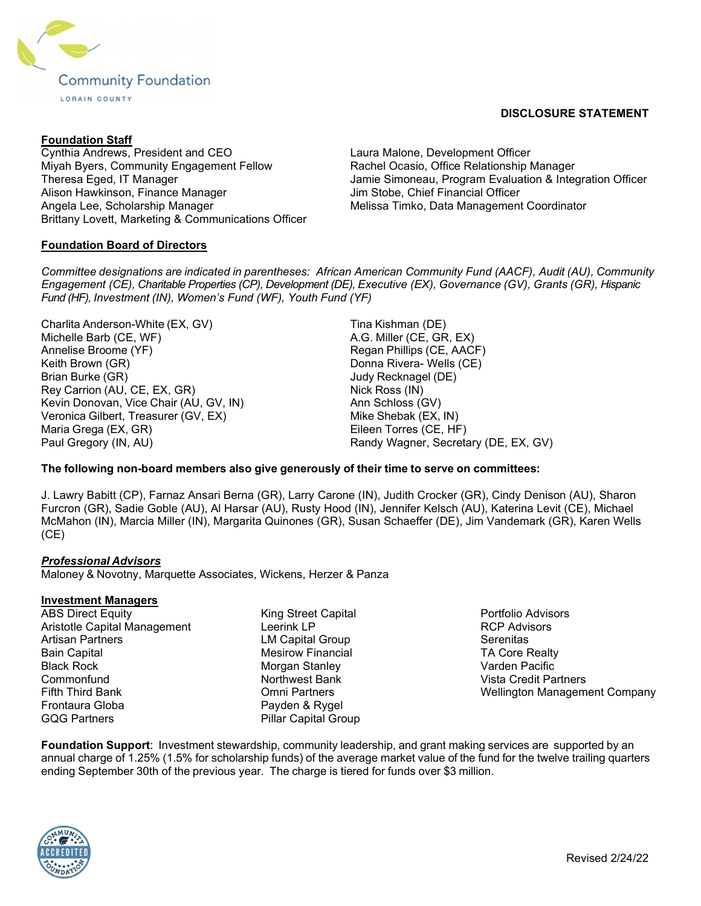Community Foundation

LORAIN COUNTY

**DISCLOSURE STATEMENT**

**Foundation Staff**

Cynthia Andrews, President and CEO
Miyah Byers, Community Engagement Fellow
Theresa Eged, IT Manager
Alison Hawkinson, Finance Manager
Angela Lee, Scholarship Manager
Brittany Lovett, Marketing & Communications Officer
Laura Malone, Development Officer
Rachel Ocasio, Office Relationship Manager
Jamie Simoneau, Program Evaluation & Integration Officer
Jim Stobe, Chief Financial Officer
Melissa Timko, Data Management Coordinator

**Foundation Board of Directors**

*Committee designations are indicated in parentheses: African American Community Fund (AACF), Audit (AU), Community Engagement (CE), Charitable Properties (CP), Development (DE), Executive (EX), Governance (GV), Grants (GR), Hispanic Fund (HF), Investment (IN), Women's Fund (WF), Youth Fund (YF)*

Charlita Anderson-White (EX, GV)
Michelle Barb (CE, WF)
Annelise Broome (YF)
Keith Brown (GR)
Brian Burke (GR)
Rey Carrion (AU, CE, EX, GR)
Kevin Donovan, Vice Chair (AU, GV, IN)
Veronica Gilbert, Treasurer (GV, EX)
Maria Grega (EX, GR)
Paul Gregory (IN, AU)
Tina Kishman (DE)
A.G. Miller (CE, GR, EX)
Regan Phillips (CE, AACF)
Donna Rivera- Wells (CE)
Judy Recknagel (DE)
Nick Ross (IN)
Ann Schloss (GV)
Mike Shebak (EX, IN)
Eileen Torres (CE, HF)
Randy Wagner, Secretary (DE, EX, GV)

**The following non-board members also give generously of their time to serve on committees:**

J. Lawry Babitt (CP), Farnaz Ansari Berna (GR), Larry Carone (IN), Judith Crocker (GR), Cindy Denison (AU), Sharon Furcron (GR), Sadie Goble (AU), Al Harsar (AU), Rusty Hood (IN), Jennifer Kelsch (AU), Katerina Levit (CE), Michael McMahon (IN), Marcia Miller (IN), Margarita Quinones (GR), Susan Schaeffer (DE), Jim Vandemark (GR), Karen Wells (CE)

***Professional Advisors***

Maloney & Novotny, Marquette Associates, Wickens, Herzer & Panza

**Investment Managers**

ABS Direct Equity
Aristotle Capital Management
Artisan Partners
Bain Capital
Black Rock
Commonfund
Fifth Third Bank
Frontaura Globa
GQG Partners
King Street Capital
Leerink LP
LM Capital Group
Mesirow Financial
Morgan Stanley
Northwest Bank
Omni Partners
Payden & Rygel
Pillar Capital Group
Portfolio Advisors
RCP Advisors
Serenitas
TA Core Realty
Varden Pacific
Vista Credit Partners
Wellington Management Company

**Foundation Support**: Investment stewardship, community leadership, and grant making services are supported by an annual charge of 1.25% (1.5% for scholarship funds) of the average market value of the fund for the twelve trailing quarters ending September 30th of the previous year. The charge is tiered for funds over $3 million.

Revised 2/24/22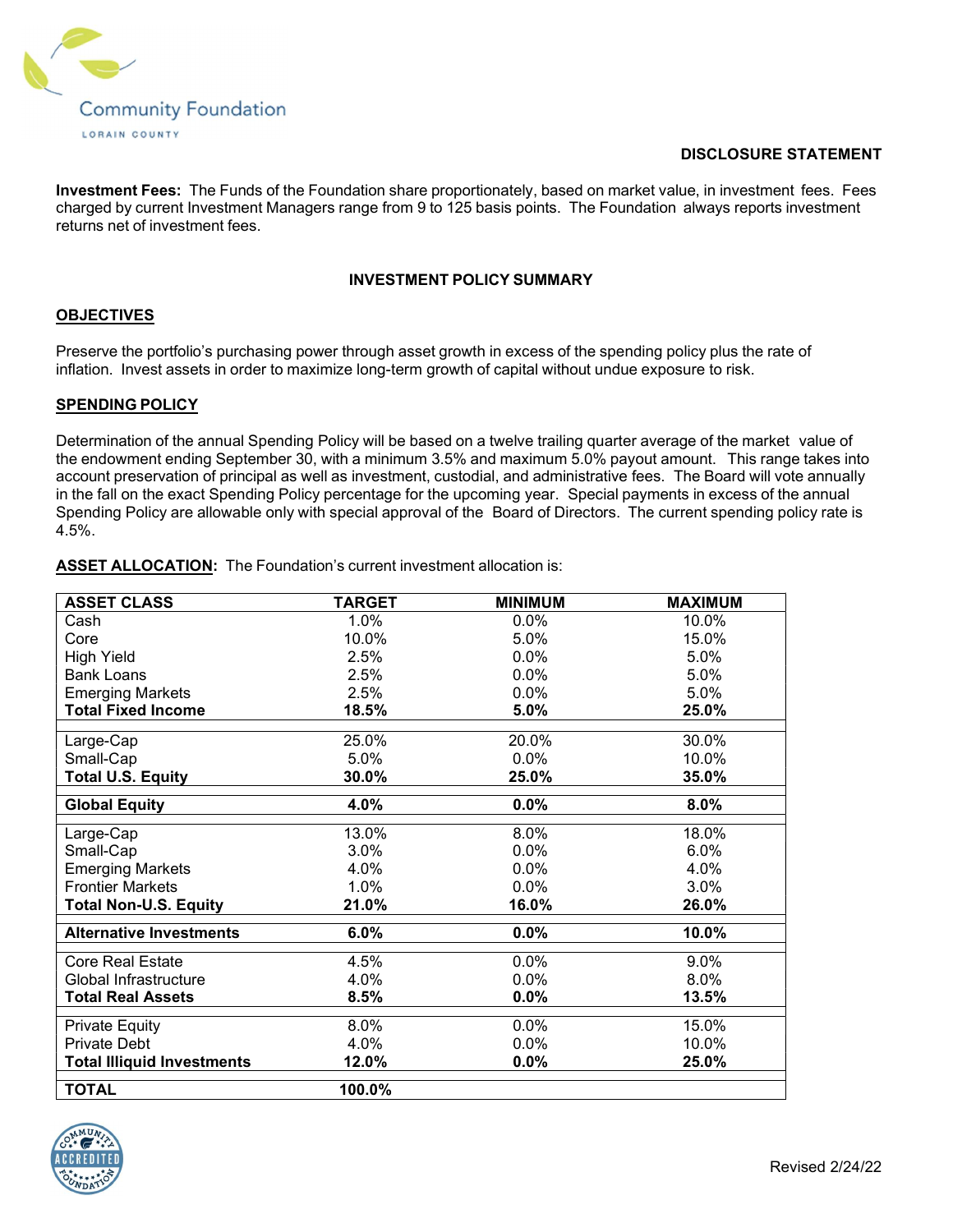Community Foundation

LORAIN COUNTY

**DISCLOSURE STATEMENT**

**Investment Fees:** The Funds of the Foundation share proportionately, based on market value, in investment fees. Fees charged by current Investment Managers range from 9 to 125 basis points. The Foundation always reports investment returns net of investment fees.

## INVESTMENT POLICY SUMMARY

### OBJECTIVES

Preserve the portfolio's purchasing power through asset growth in excess of the spending policy plus the rate of inflation. Invest assets in order to maximize long-term growth of capital without undue exposure to risk.

### SPENDING POLICY

Determination of the annual Spending Policy will be based on a twelve trailing quarter average of the market value of the endowment ending September 30, with a minimum 3.5% and maximum 5.0% payout amount. This range takes into account preservation of principal as well as investment, custodial, and administrative fees. The Board will vote annually in the fall on the exact Spending Policy percentage for the upcoming year. Special payments in excess of the annual Spending Policy are allowable only with special approval of the Board of Directors. The current spending policy rate is 4.5%.

**ASSET ALLOCATION:** The Foundation's current investment allocation is:

| ASSET CLASS | TARGET | MINIMUM | MAXIMUM |
|---|---|---|---|
| Cash | 1.0% | 0.0% | 10.0% |
| Core | 10.0% | 5.0% | 15.0% |
| High Yield | 2.5% | 0.0% | 5.0% |
| Bank Loans | 2.5% | 0.0% | 5.0% |
| Emerging Markets | 2.5% | 0.0% | 5.0% |
| **Total Fixed Income** | **18.5%** | **5.0%** | **25.0%** |
| Large-Cap | 25.0% | 20.0% | 30.0% |
| Small-Cap | 5.0% | 0.0% | 10.0% |
| **Total U.S. Equity** | **30.0%** | **25.0%** | **35.0%** |
| **Global Equity** | **4.0%** | **0.0%** | **8.0%** |
| Large-Cap | 13.0% | 8.0% | 18.0% |
| Small-Cap | 3.0% | 0.0% | 6.0% |
| Emerging Markets | 4.0% | 0.0% | 4.0% |
| Frontier Markets | 1.0% | 0.0% | 3.0% |
| **Total Non-U.S. Equity** | **21.0%** | **16.0%** | **26.0%** |
| **Alternative Investments** | **6.0%** | **0.0%** | **10.0%** |
| Core Real Estate | 4.5% | 0.0% | 9.0% |
| Global Infrastructure | 4.0% | 0.0% | 8.0% |
| **Total Real Assets** | **8.5%** | **0.0%** | **13.5%** |
| Private Equity | 8.0% | 0.0% | 15.0% |
| Private Debt | 4.0% | 0.0% | 10.0% |
| **Total Illiquid Investments** | **12.0%** | **0.0%** | **25.0%** |
| **TOTAL** | **100.0%** | | |

Revised 2/24/22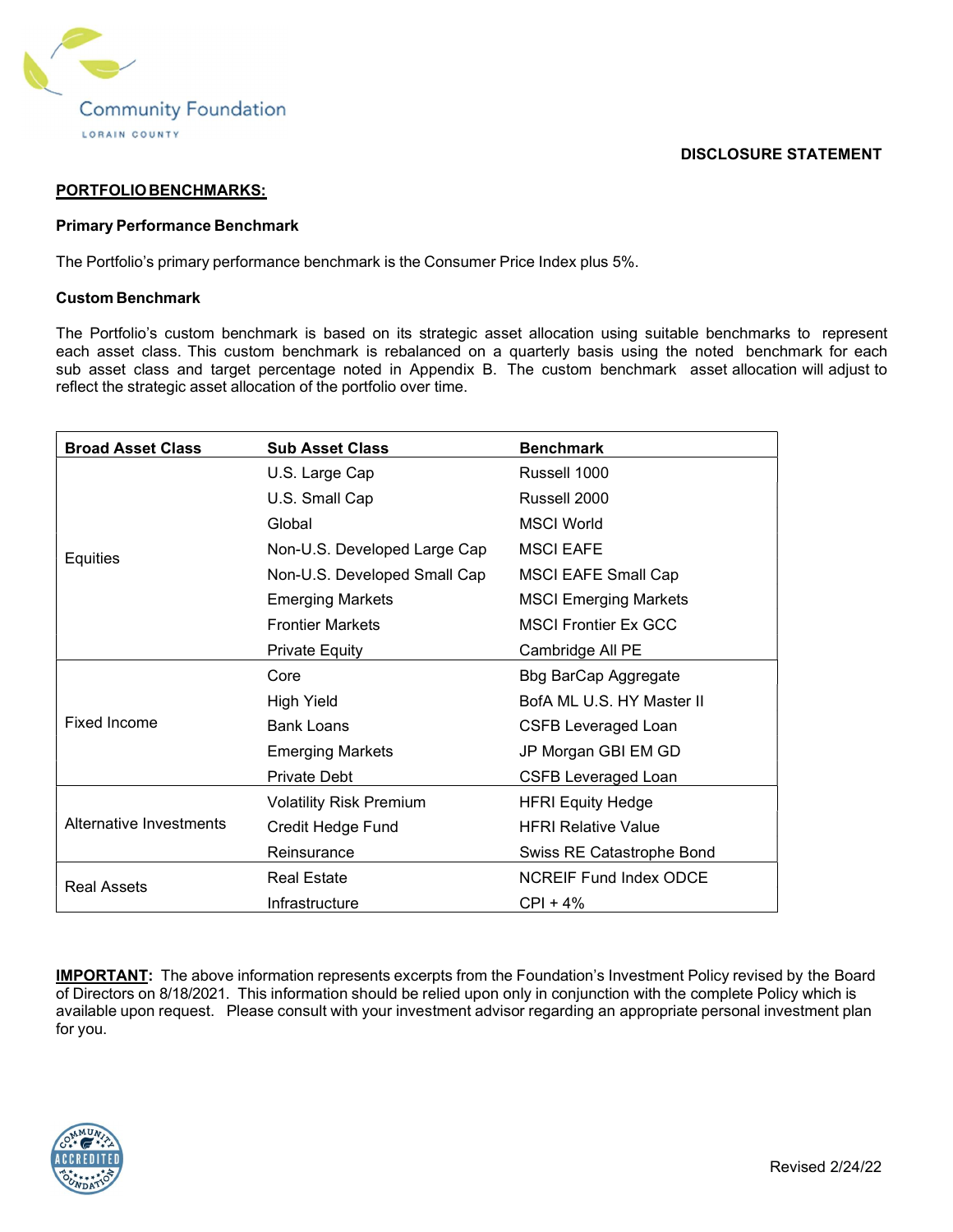Community Foundation

LORAIN COUNTY

**DISCLOSURE STATEMENT**

## PORTFOLIO BENCHMARKS:

### Primary Performance Benchmark

The Portfolio's primary performance benchmark is the Consumer Price Index plus 5%.

### Custom Benchmark

The Portfolio's custom benchmark is based on its strategic asset allocation using suitable benchmarks to represent each asset class. This custom benchmark is rebalanced on a quarterly basis using the noted benchmark for each sub asset class and target percentage noted in Appendix B. The custom benchmark asset allocation will adjust to reflect the strategic asset allocation of the portfolio over time.

| Broad Asset Class | Sub Asset Class | Benchmark |
|---|---|---|
| Equities | U.S. Large Cap | Russell 1000 |
| | U.S. Small Cap | Russell 2000 |
| | Global | MSCI World |
| | Non-U.S. Developed Large Cap | MSCI EAFE |
| | Non-U.S. Developed Small Cap | MSCI EAFE Small Cap |
| | Emerging Markets | MSCI Emerging Markets |
| | Frontier Markets | MSCI Frontier Ex GCC |
| | Private Equity | Cambridge All PE |
| Fixed Income | Core | Bbg BarCap Aggregate |
| | High Yield | BofA ML U.S. HY Master II |
| | Bank Loans | CSFB Leveraged Loan |
| | Emerging Markets | JP Morgan GBI EM GD |
| | Private Debt | CSFB Leveraged Loan |
| Alternative Investments | Volatility Risk Premium | HFRI Equity Hedge |
| | Credit Hedge Fund | HFRI Relative Value |
| | Reinsurance | Swiss RE Catastrophe Bond |
| Real Assets | Real Estate | NCREIF Fund Index ODCE |
| | Infrastructure | CPI + 4% |

**IMPORTANT:** The above information represents excerpts from the Foundation's Investment Policy revised by the Board of Directors on 8/18/2021. This information should be relied upon only in conjunction with the complete Policy which is available upon request. Please consult with your investment advisor regarding an appropriate personal investment plan for you.

Revised 2/24/22